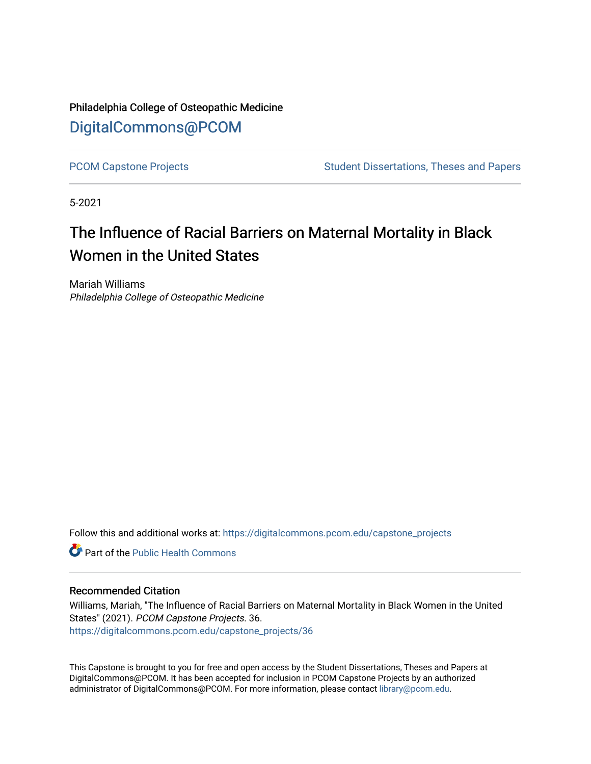Philadelphia College of Osteopathic Medicine

DigitalCommons@PCOM

PCOM Capstone Projects

Student Dissertations, Theses and Papers

5-2021

# The Influence of Racial Barriers on Maternal Mortality in Black Women in the United States

Mariah Williams

*Philadelphia College of Osteopathic Medicine*

Follow this and additional works at: https://digitalcommons.pcom.edu/capstone_projects

Part of the Public Health Commons

## Recommended Citation

Williams, Mariah, "The Influence of Racial Barriers on Maternal Mortality in Black Women in the United States" (2021). *PCOM Capstone Projects*. 36.
https://digitalcommons.pcom.edu/capstone_projects/36

This Capstone is brought to you for free and open access by the Student Dissertations, Theses and Papers at DigitalCommons@PCOM. It has been accepted for inclusion in PCOM Capstone Projects by an authorized administrator of DigitalCommons@PCOM. For more information, please contact library@pcom.edu.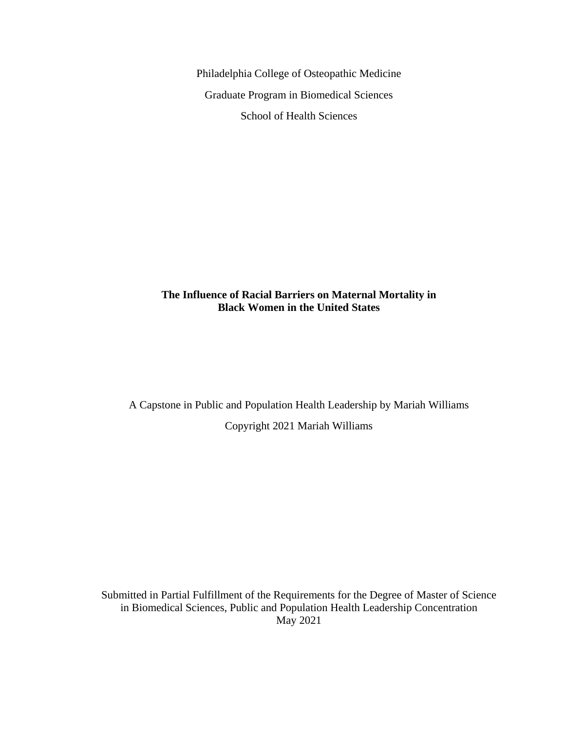Philadelphia College of Osteopathic Medicine

Graduate Program in Biomedical Sciences

School of Health Sciences

**The Influence of Racial Barriers on Maternal Mortality in Black Women in the United States**

A Capstone in Public and Population Health Leadership by Mariah Williams

Copyright 2021 Mariah Williams

Submitted in Partial Fulfillment of the Requirements for the Degree of Master of Science in Biomedical Sciences, Public and Population Health Leadership Concentration
May 2021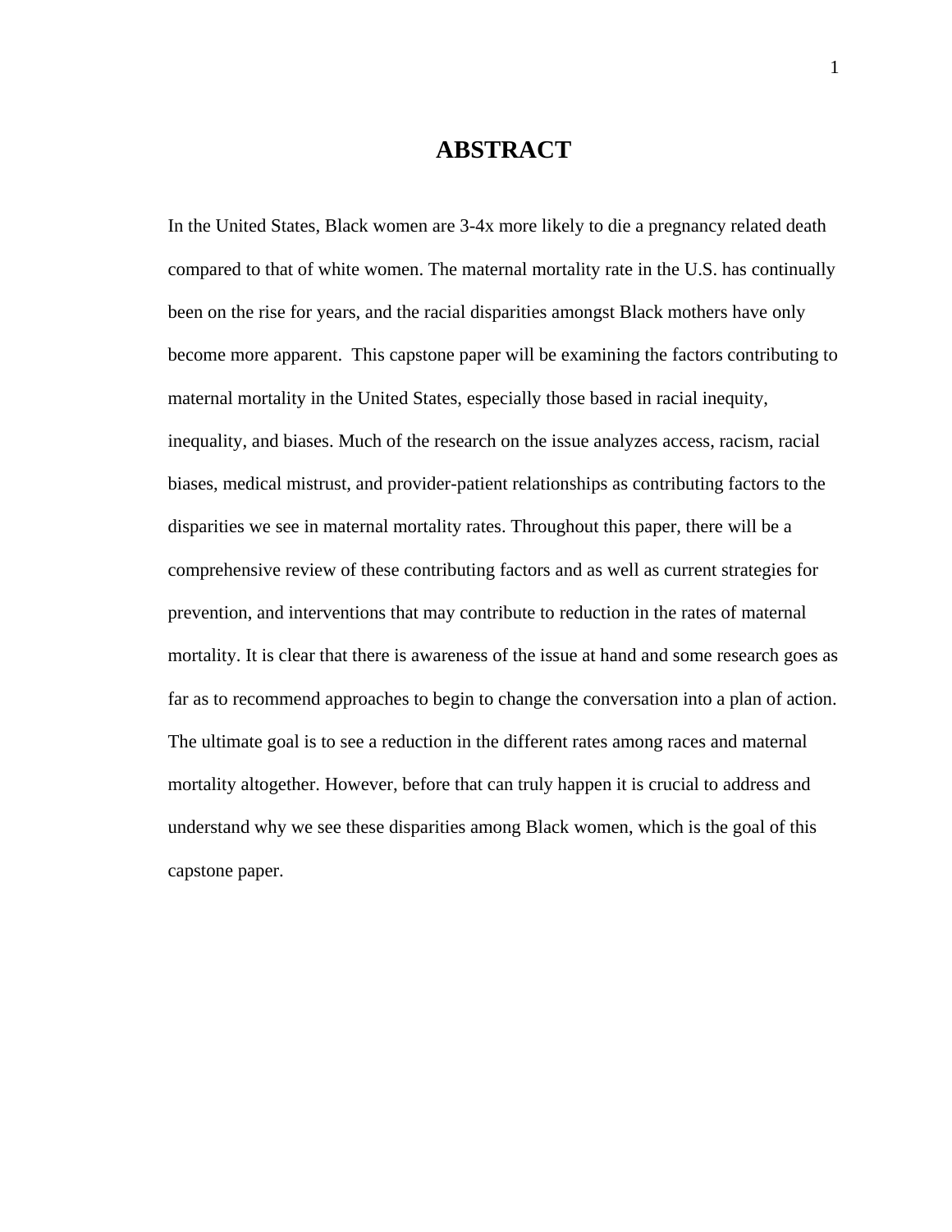# ABSTRACT

In the United States, Black women are 3-4x more likely to die a pregnancy related death compared to that of white women. The maternal mortality rate in the U.S. has continually been on the rise for years, and the racial disparities amongst Black mothers have only become more apparent.  This capstone paper will be examining the factors contributing to maternal mortality in the United States, especially those based in racial inequity, inequality, and biases. Much of the research on the issue analyzes access, racism, racial biases, medical mistrust, and provider-patient relationships as contributing factors to the disparities we see in maternal mortality rates. Throughout this paper, there will be a comprehensive review of these contributing factors and as well as current strategies for prevention, and interventions that may contribute to reduction in the rates of maternal mortality. It is clear that there is awareness of the issue at hand and some research goes as far as to recommend approaches to begin to change the conversation into a plan of action. The ultimate goal is to see a reduction in the different rates among races and maternal mortality altogether. However, before that can truly happen it is crucial to address and understand why we see these disparities among Black women, which is the goal of this capstone paper.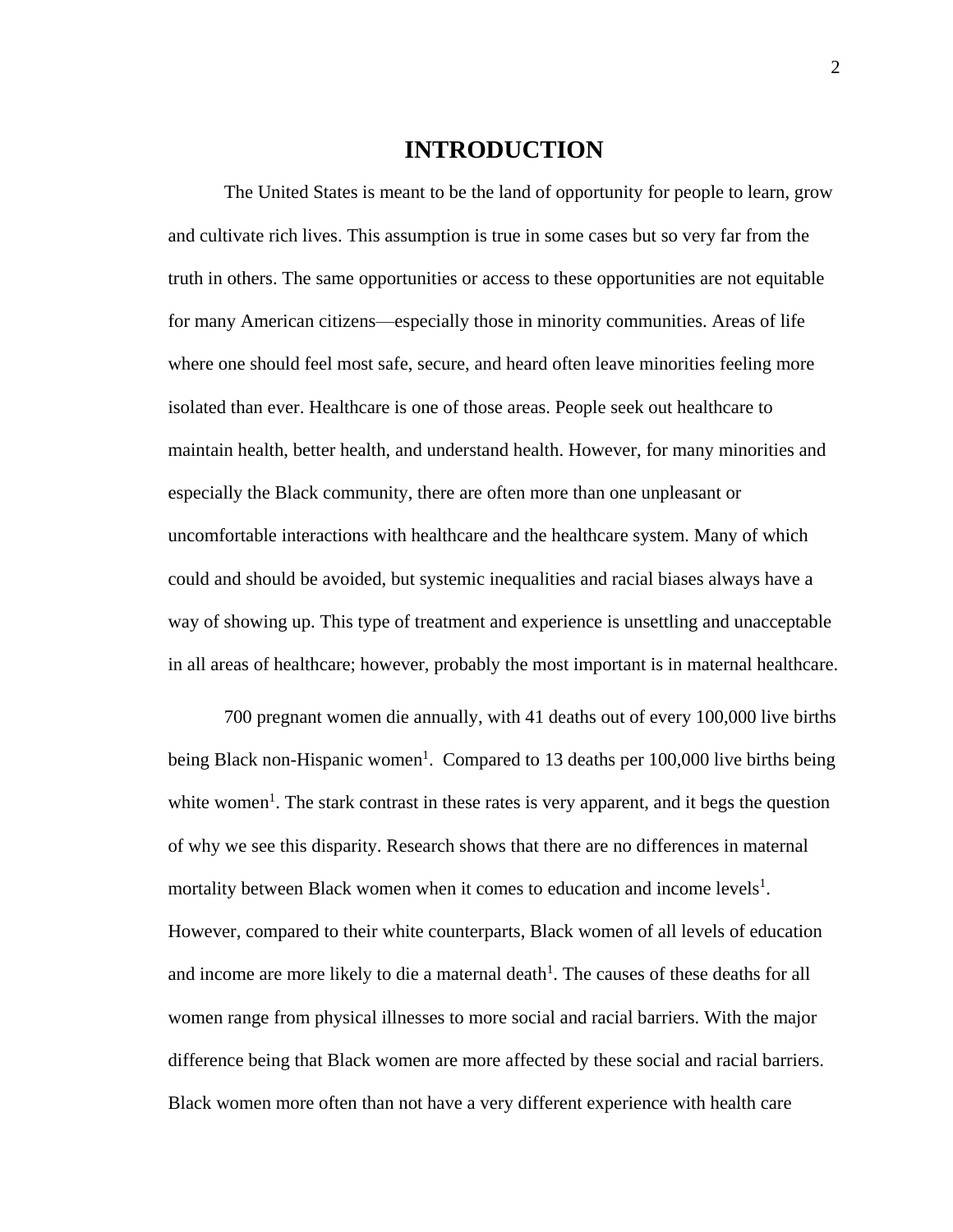# INTRODUCTION

The United States is meant to be the land of opportunity for people to learn, grow and cultivate rich lives. This assumption is true in some cases but so very far from the truth in others. The same opportunities or access to these opportunities are not equitable for many American citizens—especially those in minority communities. Areas of life where one should feel most safe, secure, and heard often leave minorities feeling more isolated than ever. Healthcare is one of those areas. People seek out healthcare to maintain health, better health, and understand health. However, for many minorities and especially the Black community, there are often more than one unpleasant or uncomfortable interactions with healthcare and the healthcare system. Many of which could and should be avoided, but systemic inequalities and racial biases always have a way of showing up. This type of treatment and experience is unsettling and unacceptable in all areas of healthcare; however, probably the most important is in maternal healthcare.

700 pregnant women die annually, with 41 deaths out of every 100,000 live births being Black non-Hispanic women[1]. Compared to 13 deaths per 100,000 live births being white women[1]. The stark contrast in these rates is very apparent, and it begs the question of why we see this disparity. Research shows that there are no differences in maternal mortality between Black women when it comes to education and income levels[1]. However, compared to their white counterparts, Black women of all levels of education and income are more likely to die a maternal death[1]. The causes of these deaths for all women range from physical illnesses to more social and racial barriers. With the major difference being that Black women are more affected by these social and racial barriers. Black women more often than not have a very different experience with health care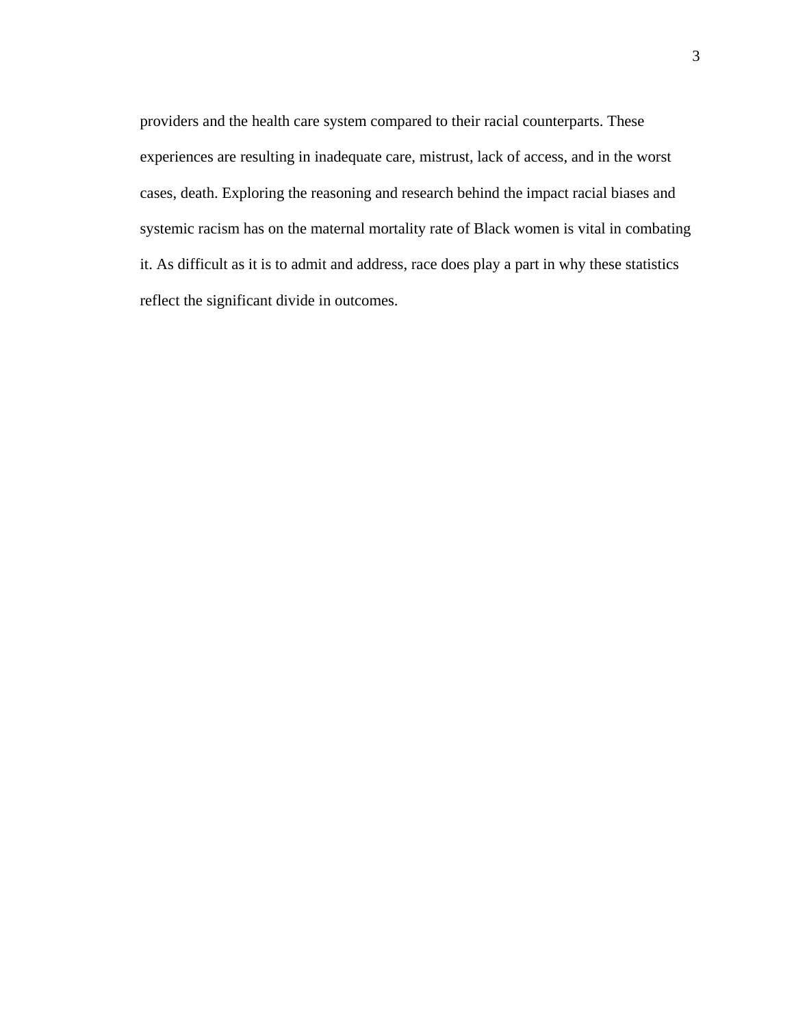providers and the health care system compared to their racial counterparts. These experiences are resulting in inadequate care, mistrust, lack of access, and in the worst cases, death. Exploring the reasoning and research behind the impact racial biases and systemic racism has on the maternal mortality rate of Black women is vital in combating it. As difficult as it is to admit and address, race does play a part in why these statistics reflect the significant divide in outcomes.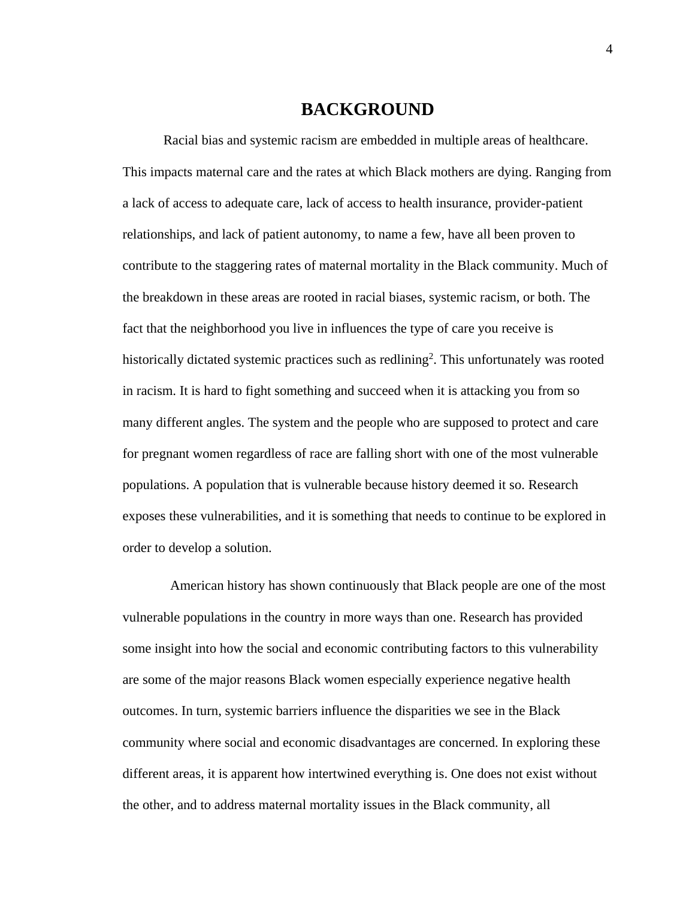# BACKGROUND

Racial bias and systemic racism are embedded in multiple areas of healthcare. This impacts maternal care and the rates at which Black mothers are dying. Ranging from a lack of access to adequate care, lack of access to health insurance, provider-patient relationships, and lack of patient autonomy, to name a few, have all been proven to contribute to the staggering rates of maternal mortality in the Black community. Much of the breakdown in these areas are rooted in racial biases, systemic racism, or both. The fact that the neighborhood you live in influences the type of care you receive is historically dictated systemic practices such as redlining[2]. This unfortunately was rooted in racism. It is hard to fight something and succeed when it is attacking you from so many different angles. The system and the people who are supposed to protect and care for pregnant women regardless of race are falling short with one of the most vulnerable populations. A population that is vulnerable because history deemed it so. Research exposes these vulnerabilities, and it is something that needs to continue to be explored in order to develop a solution.

American history has shown continuously that Black people are one of the most vulnerable populations in the country in more ways than one. Research has provided some insight into how the social and economic contributing factors to this vulnerability are some of the major reasons Black women especially experience negative health outcomes. In turn, systemic barriers influence the disparities we see in the Black community where social and economic disadvantages are concerned. In exploring these different areas, it is apparent how intertwined everything is. One does not exist without the other, and to address maternal mortality issues in the Black community, all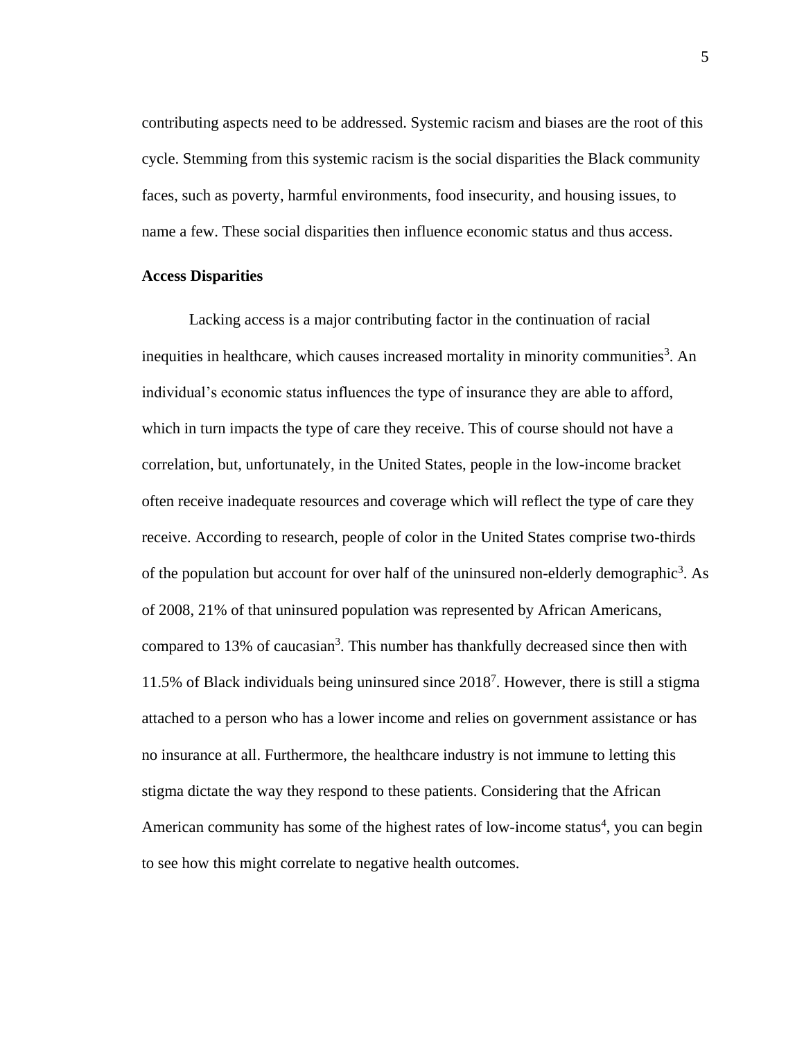contributing aspects need to be addressed. Systemic racism and biases are the root of this cycle. Stemming from this systemic racism is the social disparities the Black community faces, such as poverty, harmful environments, food insecurity, and housing issues, to name a few. These social disparities then influence economic status and thus access.

**Access Disparities**

Lacking access is a major contributing factor in the continuation of racial inequities in healthcare, which causes increased mortality in minority communities[3]. An individual's economic status influences the type of insurance they are able to afford, which in turn impacts the type of care they receive. This of course should not have a correlation, but, unfortunately, in the United States, people in the low-income bracket often receive inadequate resources and coverage which will reflect the type of care they receive. According to research, people of color in the United States comprise two-thirds of the population but account for over half of the uninsured non-elderly demographic[3]. As of 2008, 21% of that uninsured population was represented by African Americans, compared to 13% of caucasian[3]. This number has thankfully decreased since then with 11.5% of Black individuals being uninsured since 2018[7]. However, there is still a stigma attached to a person who has a lower income and relies on government assistance or has no insurance at all. Furthermore, the healthcare industry is not immune to letting this stigma dictate the way they respond to these patients. Considering that the African American community has some of the highest rates of low-income status[4], you can begin to see how this might correlate to negative health outcomes.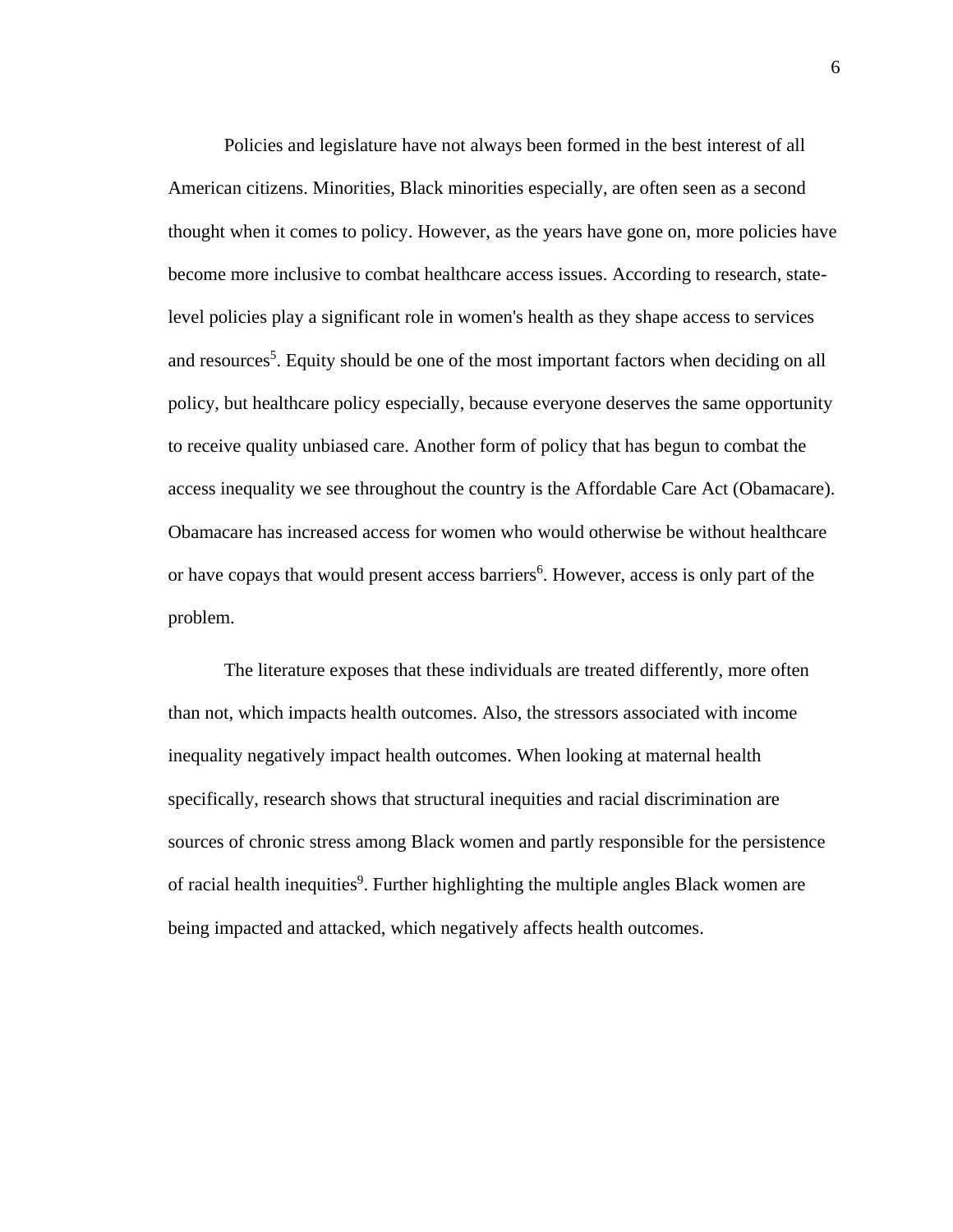Policies and legislature have not always been formed in the best interest of all American citizens. Minorities, Black minorities especially, are often seen as a second thought when it comes to policy. However, as the years have gone on, more policies have become more inclusive to combat healthcare access issues. According to research, state-level policies play a significant role in women's health as they shape access to services and resources[5]. Equity should be one of the most important factors when deciding on all policy, but healthcare policy especially, because everyone deserves the same opportunity to receive quality unbiased care. Another form of policy that has begun to combat the access inequality we see throughout the country is the Affordable Care Act (Obamacare). Obamacare has increased access for women who would otherwise be without healthcare or have copays that would present access barriers[6]. However, access is only part of the problem.

The literature exposes that these individuals are treated differently, more often than not, which impacts health outcomes. Also, the stressors associated with income inequality negatively impact health outcomes. When looking at maternal health specifically, research shows that structural inequities and racial discrimination are sources of chronic stress among Black women and partly responsible for the persistence of racial health inequities[9]. Further highlighting the multiple angles Black women are being impacted and attacked, which negatively affects health outcomes.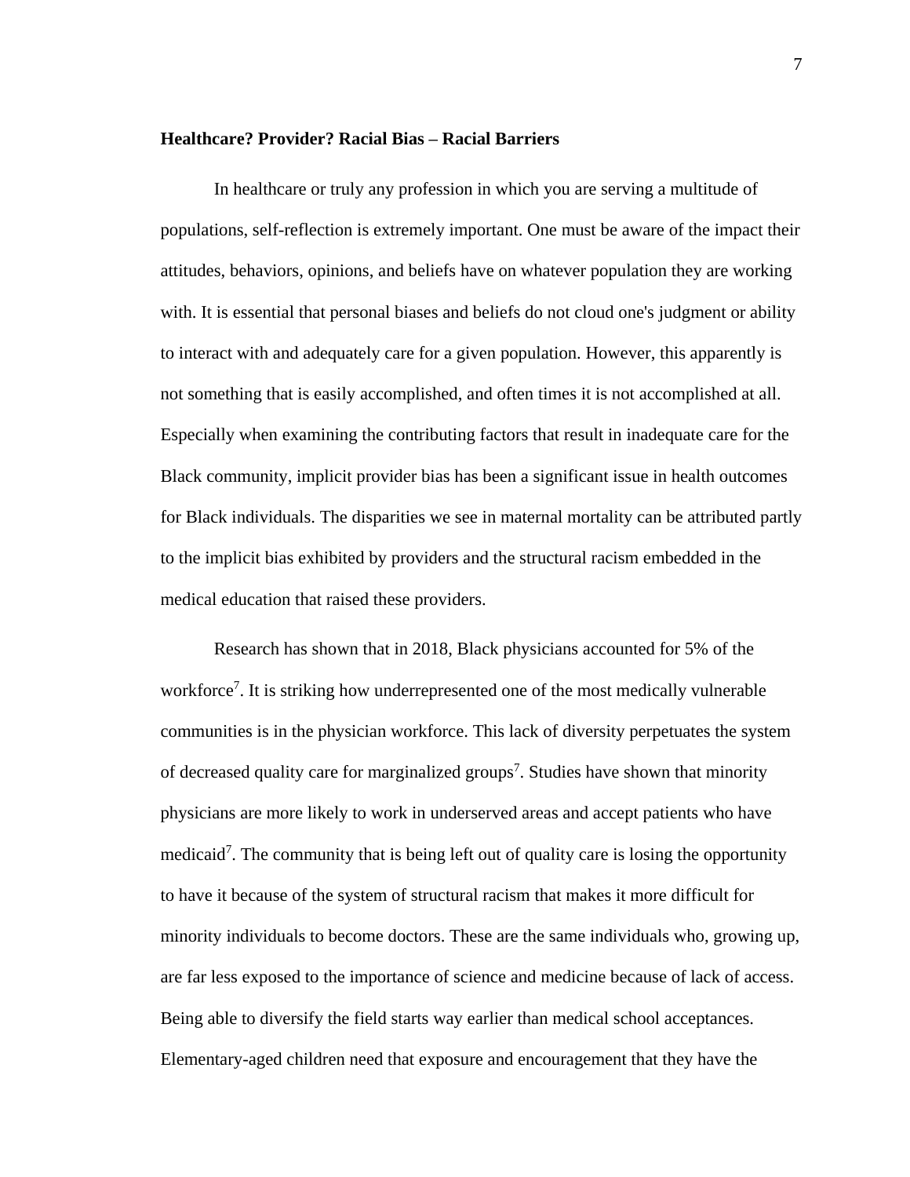**Healthcare? Provider? Racial Bias – Racial Barriers**

In healthcare or truly any profession in which you are serving a multitude of populations, self-reflection is extremely important. One must be aware of the impact their attitudes, behaviors, opinions, and beliefs have on whatever population they are working with. It is essential that personal biases and beliefs do not cloud one's judgment or ability to interact with and adequately care for a given population. However, this apparently is not something that is easily accomplished, and often times it is not accomplished at all. Especially when examining the contributing factors that result in inadequate care for the Black community, implicit provider bias has been a significant issue in health outcomes for Black individuals. The disparities we see in maternal mortality can be attributed partly to the implicit bias exhibited by providers and the structural racism embedded in the medical education that raised these providers.

Research has shown that in 2018, Black physicians accounted for 5% of the workforce[7]. It is striking how underrepresented one of the most medically vulnerable communities is in the physician workforce. This lack of diversity perpetuates the system of decreased quality care for marginalized groups[7]. Studies have shown that minority physicians are more likely to work in underserved areas and accept patients who have medicaid[7]. The community that is being left out of quality care is losing the opportunity to have it because of the system of structural racism that makes it more difficult for minority individuals to become doctors. These are the same individuals who, growing up, are far less exposed to the importance of science and medicine because of lack of access. Being able to diversify the field starts way earlier than medical school acceptances. Elementary-aged children need that exposure and encouragement that they have the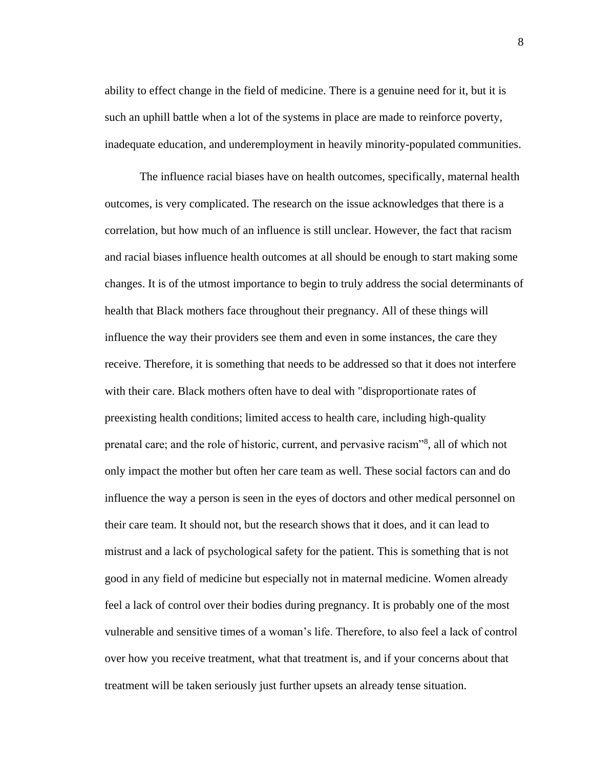ability to effect change in the field of medicine. There is a genuine need for it, but it is such an uphill battle when a lot of the systems in place are made to reinforce poverty, inadequate education, and underemployment in heavily minority-populated communities.

The influence racial biases have on health outcomes, specifically, maternal health outcomes, is very complicated. The research on the issue acknowledges that there is a correlation, but how much of an influence is still unclear. However, the fact that racism and racial biases influence health outcomes at all should be enough to start making some changes. It is of the utmost importance to begin to truly address the social determinants of health that Black mothers face throughout their pregnancy. All of these things will influence the way their providers see them and even in some instances, the care they receive. Therefore, it is something that needs to be addressed so that it does not interfere with their care. Black mothers often have to deal with "disproportionate rates of preexisting health conditions; limited access to health care, including high-quality prenatal care; and the role of historic, current, and pervasive racism"[8], all of which not only impact the mother but often her care team as well. These social factors can and do influence the way a person is seen in the eyes of doctors and other medical personnel on their care team. It should not, but the research shows that it does, and it can lead to mistrust and a lack of psychological safety for the patient. This is something that is not good in any field of medicine but especially not in maternal medicine. Women already feel a lack of control over their bodies during pregnancy. It is probably one of the most vulnerable and sensitive times of a woman's life. Therefore, to also feel a lack of control over how you receive treatment, what that treatment is, and if your concerns about that treatment will be taken seriously just further upsets an already tense situation.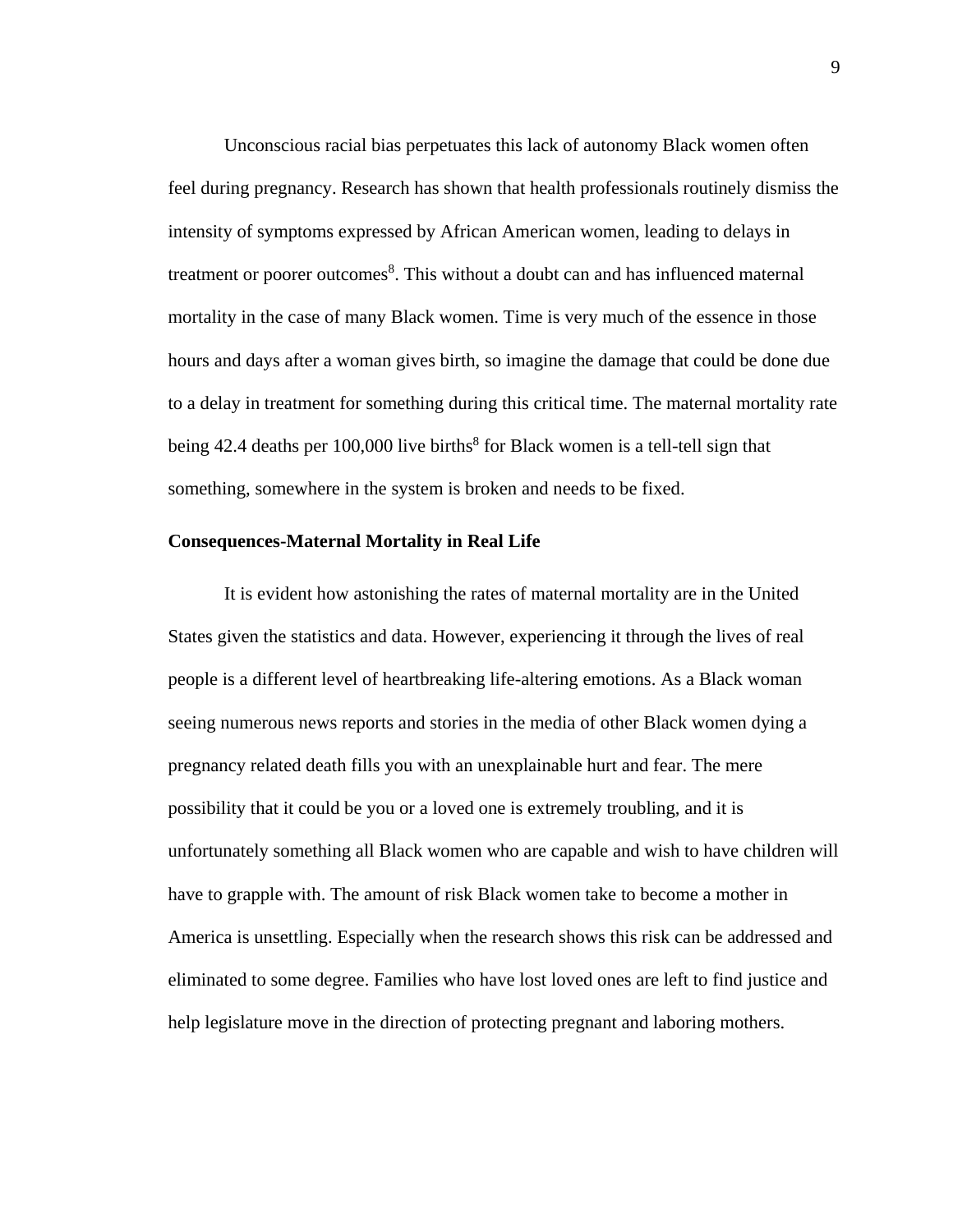Unconscious racial bias perpetuates this lack of autonomy Black women often feel during pregnancy. Research has shown that health professionals routinely dismiss the intensity of symptoms expressed by African American women, leading to delays in treatment or poorer outcomes[8]. This without a doubt can and has influenced maternal mortality in the case of many Black women. Time is very much of the essence in those hours and days after a woman gives birth, so imagine the damage that could be done due to a delay in treatment for something during this critical time. The maternal mortality rate being 42.4 deaths per 100,000 live births[8] for Black women is a tell-tell sign that something, somewhere in the system is broken and needs to be fixed.

**Consequences-Maternal Mortality in Real Life**

It is evident how astonishing the rates of maternal mortality are in the United States given the statistics and data. However, experiencing it through the lives of real people is a different level of heartbreaking life-altering emotions. As a Black woman seeing numerous news reports and stories in the media of other Black women dying a pregnancy related death fills you with an unexplainable hurt and fear. The mere possibility that it could be you or a loved one is extremely troubling, and it is unfortunately something all Black women who are capable and wish to have children will have to grapple with. The amount of risk Black women take to become a mother in America is unsettling. Especially when the research shows this risk can be addressed and eliminated to some degree. Families who have lost loved ones are left to find justice and help legislature move in the direction of protecting pregnant and laboring mothers.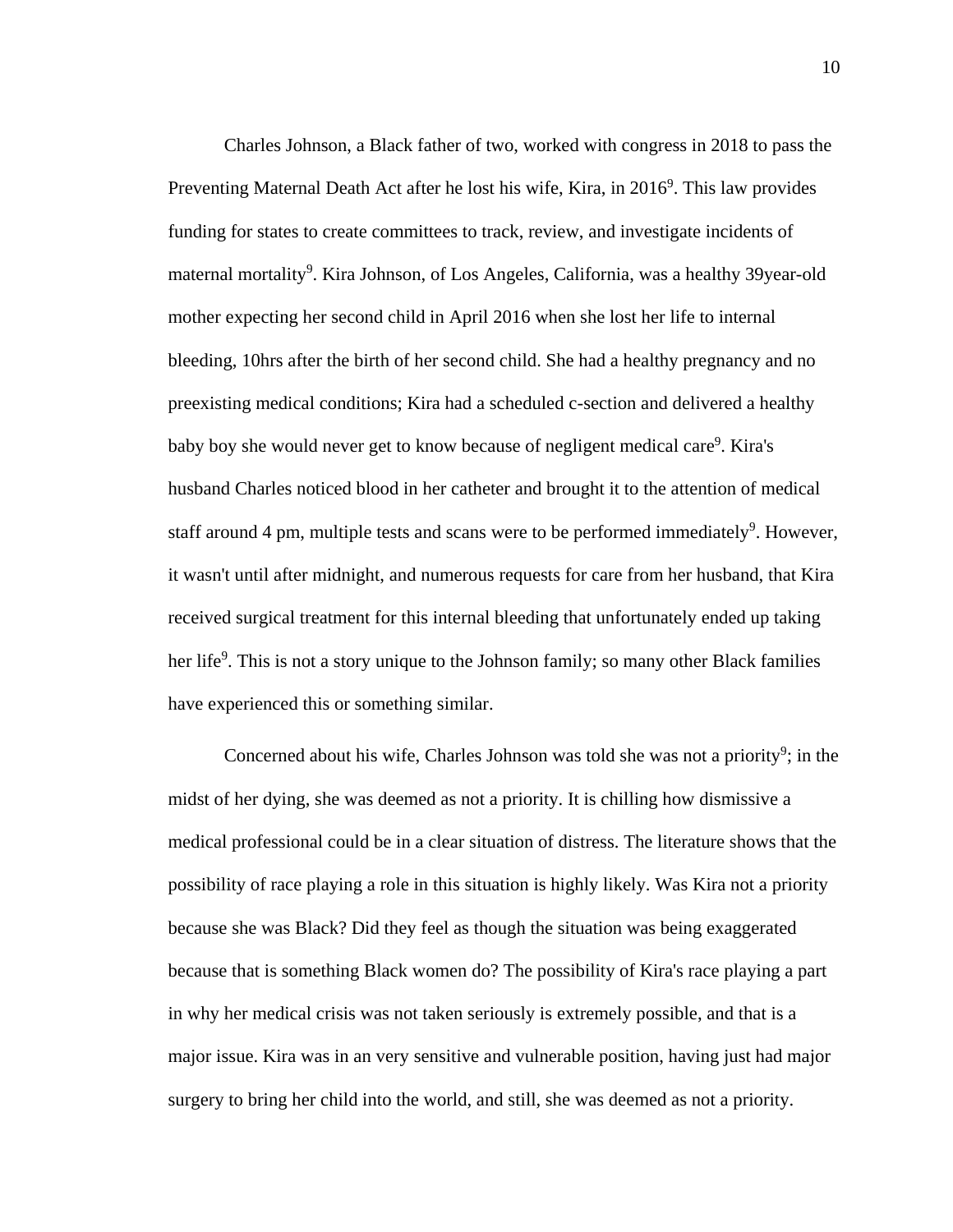Charles Johnson, a Black father of two, worked with congress in 2018 to pass the Preventing Maternal Death Act after he lost his wife, Kira, in 2016[9]. This law provides funding for states to create committees to track, review, and investigate incidents of maternal mortality[9]. Kira Johnson, of Los Angeles, California, was a healthy 39year-old mother expecting her second child in April 2016 when she lost her life to internal bleeding, 10hrs after the birth of her second child. She had a healthy pregnancy and no preexisting medical conditions; Kira had a scheduled c-section and delivered a healthy baby boy she would never get to know because of negligent medical care[9]. Kira's husband Charles noticed blood in her catheter and brought it to the attention of medical staff around 4 pm, multiple tests and scans were to be performed immediately[9]. However, it wasn't until after midnight, and numerous requests for care from her husband, that Kira received surgical treatment for this internal bleeding that unfortunately ended up taking her life[9]. This is not a story unique to the Johnson family; so many other Black families have experienced this or something similar.

Concerned about his wife, Charles Johnson was told she was not a priority[9]; in the midst of her dying, she was deemed as not a priority. It is chilling how dismissive a medical professional could be in a clear situation of distress. The literature shows that the possibility of race playing a role in this situation is highly likely. Was Kira not a priority because she was Black? Did they feel as though the situation was being exaggerated because that is something Black women do? The possibility of Kira's race playing a part in why her medical crisis was not taken seriously is extremely possible, and that is a major issue. Kira was in an very sensitive and vulnerable position, having just had major surgery to bring her child into the world, and still, she was deemed as not a priority.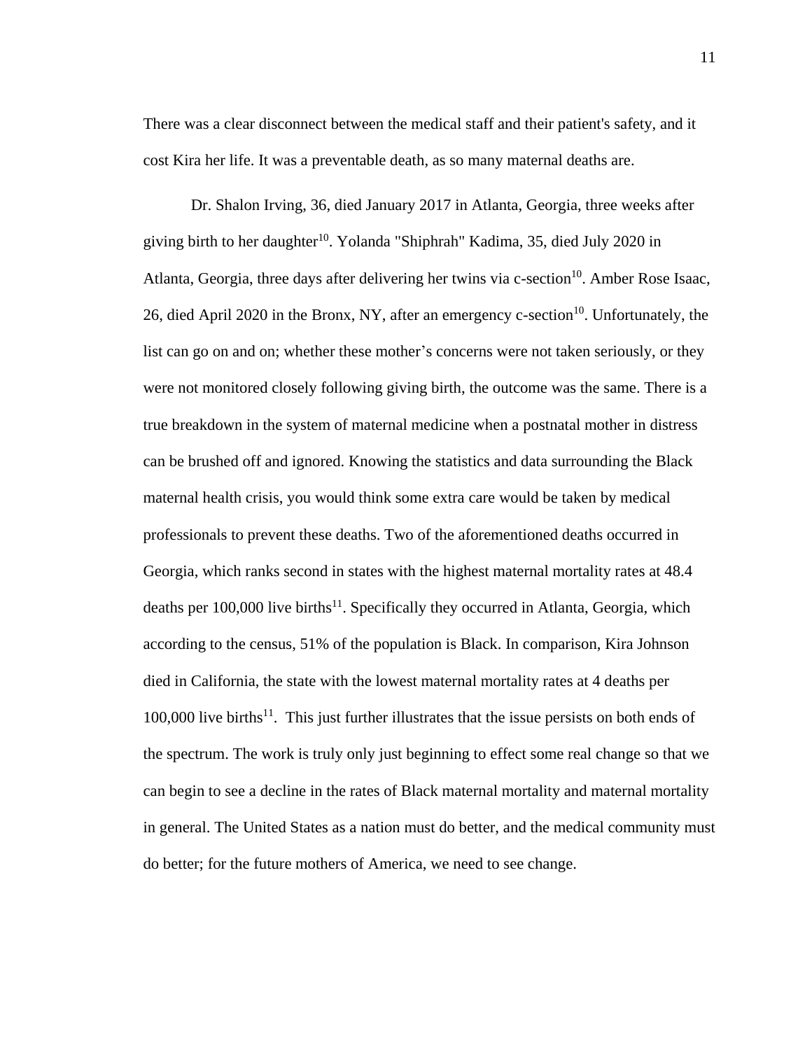There was a clear disconnect between the medical staff and their patient's safety, and it cost Kira her life. It was a preventable death, as so many maternal deaths are.

Dr. Shalon Irving, 36, died January 2017 in Atlanta, Georgia, three weeks after giving birth to her daughter[10]. Yolanda "Shiphrah" Kadima, 35, died July 2020 in Atlanta, Georgia, three days after delivering her twins via c-section[10]. Amber Rose Isaac, 26, died April 2020 in the Bronx, NY, after an emergency c-section[10]. Unfortunately, the list can go on and on; whether these mother's concerns were not taken seriously, or they were not monitored closely following giving birth, the outcome was the same. There is a true breakdown in the system of maternal medicine when a postnatal mother in distress can be brushed off and ignored. Knowing the statistics and data surrounding the Black maternal health crisis, you would think some extra care would be taken by medical professionals to prevent these deaths. Two of the aforementioned deaths occurred in Georgia, which ranks second in states with the highest maternal mortality rates at 48.4 deaths per 100,000 live births[11]. Specifically they occurred in Atlanta, Georgia, which according to the census, 51% of the population is Black. In comparison, Kira Johnson died in California, the state with the lowest maternal mortality rates at 4 deaths per 100,000 live births[11]. This just further illustrates that the issue persists on both ends of the spectrum. The work is truly only just beginning to effect some real change so that we can begin to see a decline in the rates of Black maternal mortality and maternal mortality in general. The United States as a nation must do better, and the medical community must do better; for the future mothers of America, we need to see change.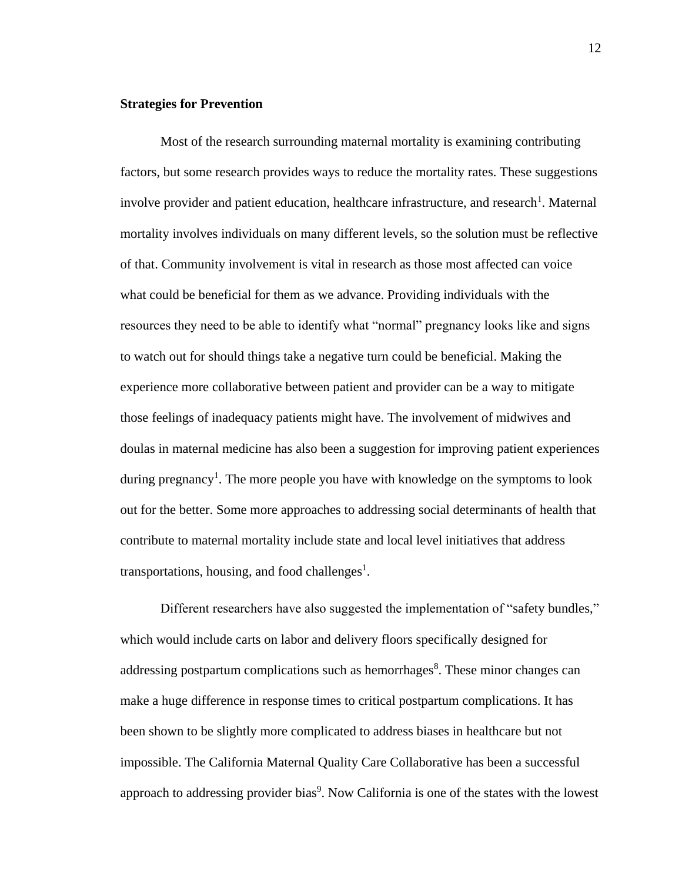**Strategies for Prevention**

Most of the research surrounding maternal mortality is examining contributing factors, but some research provides ways to reduce the mortality rates. These suggestions involve provider and patient education, healthcare infrastructure, and research[1]. Maternal mortality involves individuals on many different levels, so the solution must be reflective of that. Community involvement is vital in research as those most affected can voice what could be beneficial for them as we advance. Providing individuals with the resources they need to be able to identify what "normal" pregnancy looks like and signs to watch out for should things take a negative turn could be beneficial. Making the experience more collaborative between patient and provider can be a way to mitigate those feelings of inadequacy patients might have. The involvement of midwives and doulas in maternal medicine has also been a suggestion for improving patient experiences during pregnancy[1]. The more people you have with knowledge on the symptoms to look out for the better. Some more approaches to addressing social determinants of health that contribute to maternal mortality include state and local level initiatives that address transportations, housing, and food challenges[1].

Different researchers have also suggested the implementation of "safety bundles," which would include carts on labor and delivery floors specifically designed for addressing postpartum complications such as hemorrhages[8]. These minor changes can make a huge difference in response times to critical postpartum complications. It has been shown to be slightly more complicated to address biases in healthcare but not impossible. The California Maternal Quality Care Collaborative has been a successful approach to addressing provider bias[9]. Now California is one of the states with the lowest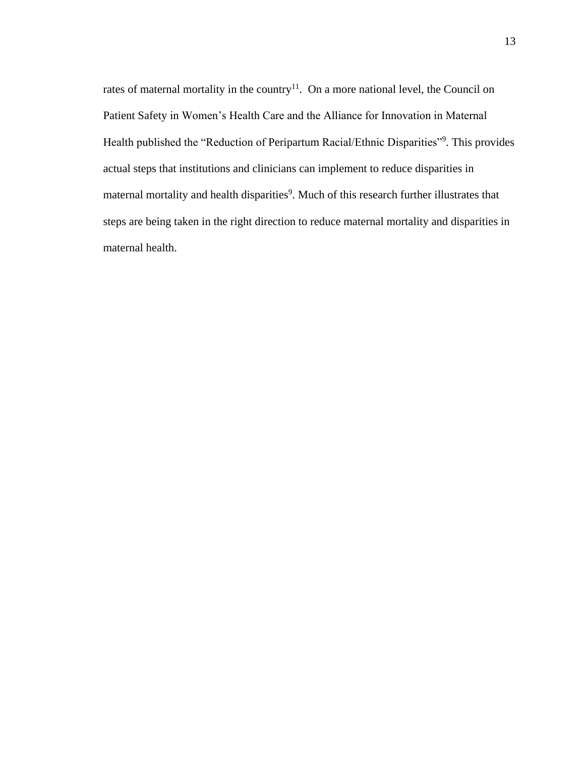rates of maternal mortality in the country[11]. On a more national level, the Council on Patient Safety in Women's Health Care and the Alliance for Innovation in Maternal Health published the "Reduction of Peripartum Racial/Ethnic Disparities"[9]. This provides actual steps that institutions and clinicians can implement to reduce disparities in maternal mortality and health disparities[9]. Much of this research further illustrates that steps are being taken in the right direction to reduce maternal mortality and disparities in maternal health.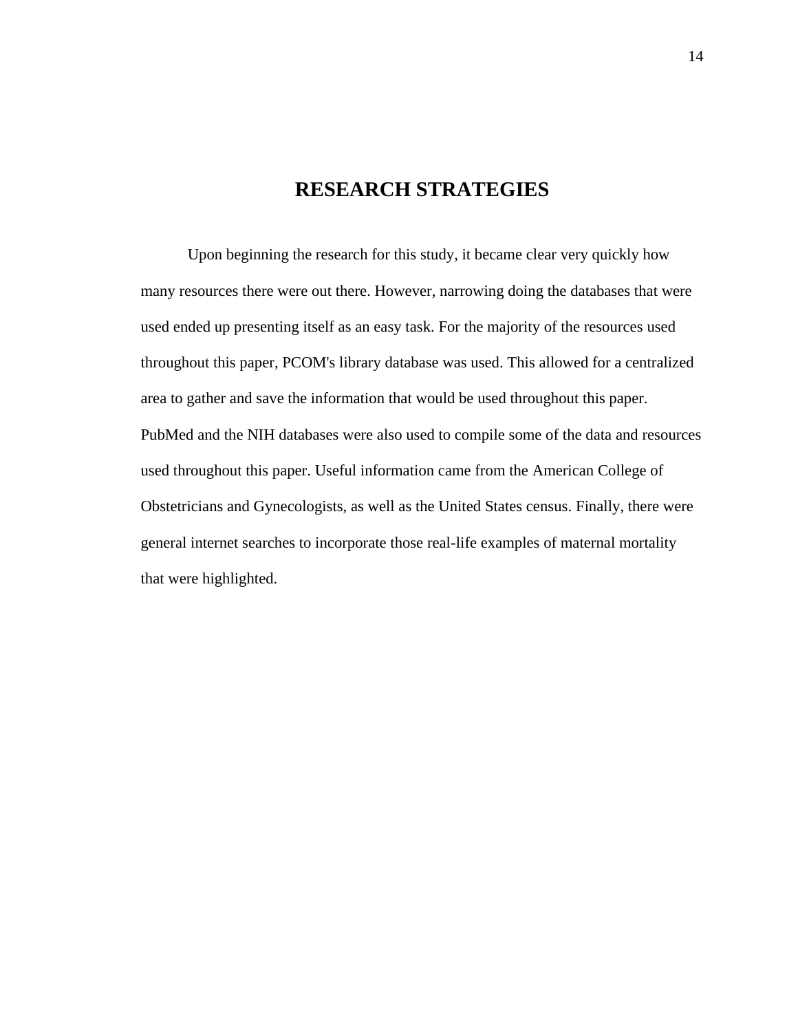# RESEARCH STRATEGIES

Upon beginning the research for this study, it became clear very quickly how many resources there were out there. However, narrowing doing the databases that were used ended up presenting itself as an easy task. For the majority of the resources used throughout this paper, PCOM's library database was used. This allowed for a centralized area to gather and save the information that would be used throughout this paper. PubMed and the NIH databases were also used to compile some of the data and resources used throughout this paper. Useful information came from the American College of Obstetricians and Gynecologists, as well as the United States census. Finally, there were general internet searches to incorporate those real-life examples of maternal mortality that were highlighted.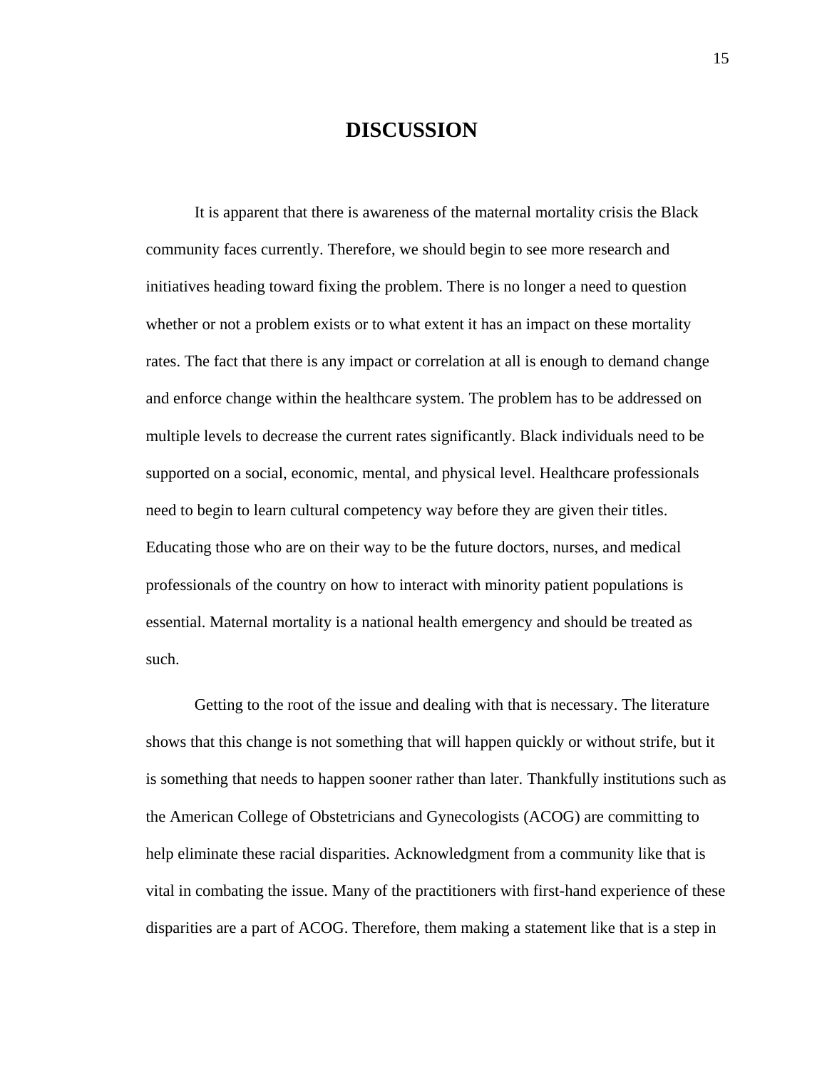# DISCUSSION

It is apparent that there is awareness of the maternal mortality crisis the Black community faces currently. Therefore, we should begin to see more research and initiatives heading toward fixing the problem. There is no longer a need to question whether or not a problem exists or to what extent it has an impact on these mortality rates. The fact that there is any impact or correlation at all is enough to demand change and enforce change within the healthcare system. The problem has to be addressed on multiple levels to decrease the current rates significantly. Black individuals need to be supported on a social, economic, mental, and physical level. Healthcare professionals need to begin to learn cultural competency way before they are given their titles. Educating those who are on their way to be the future doctors, nurses, and medical professionals of the country on how to interact with minority patient populations is essential. Maternal mortality is a national health emergency and should be treated as such.

Getting to the root of the issue and dealing with that is necessary. The literature shows that this change is not something that will happen quickly or without strife, but it is something that needs to happen sooner rather than later. Thankfully institutions such as the American College of Obstetricians and Gynecologists (ACOG) are committing to help eliminate these racial disparities. Acknowledgment from a community like that is vital in combating the issue. Many of the practitioners with first-hand experience of these disparities are a part of ACOG. Therefore, them making a statement like that is a step in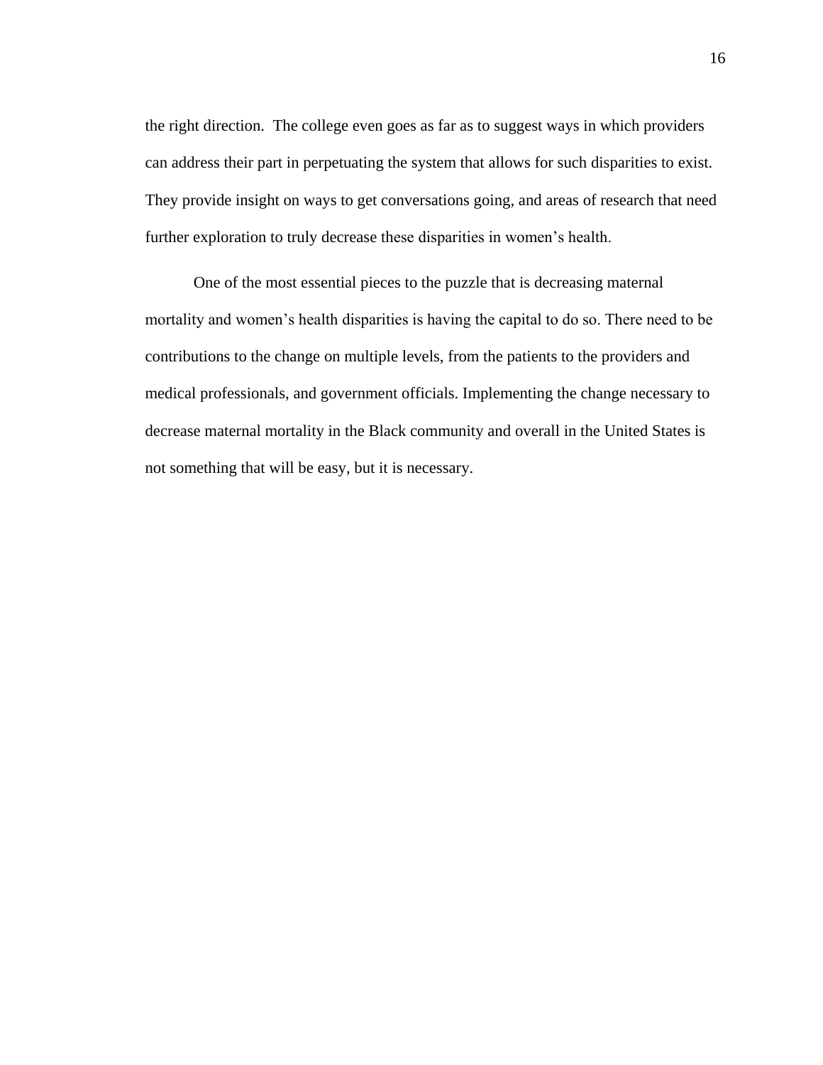the right direction. The college even goes as far as to suggest ways in which providers can address their part in perpetuating the system that allows for such disparities to exist. They provide insight on ways to get conversations going, and areas of research that need further exploration to truly decrease these disparities in women's health.

One of the most essential pieces to the puzzle that is decreasing maternal mortality and women's health disparities is having the capital to do so. There need to be contributions to the change on multiple levels, from the patients to the providers and medical professionals, and government officials. Implementing the change necessary to decrease maternal mortality in the Black community and overall in the United States is not something that will be easy, but it is necessary.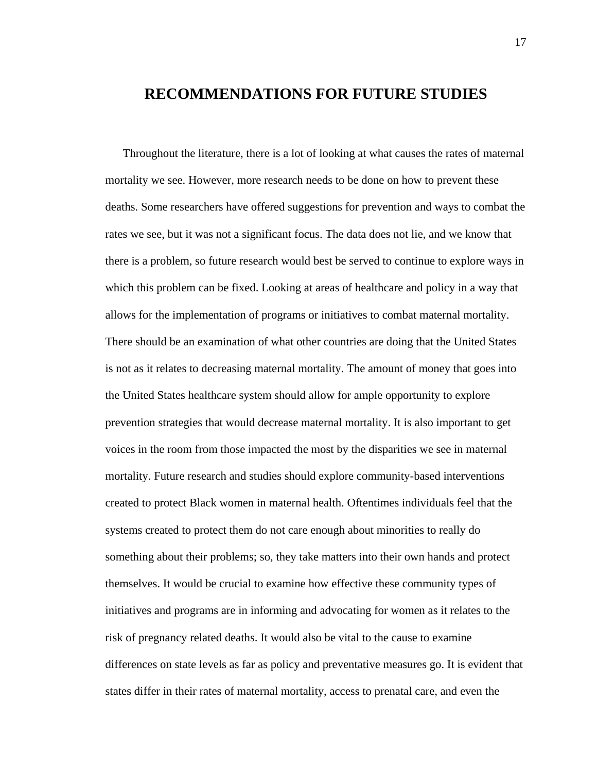# RECOMMENDATIONS FOR FUTURE STUDIES

Throughout the literature, there is a lot of looking at what causes the rates of maternal mortality we see. However, more research needs to be done on how to prevent these deaths. Some researchers have offered suggestions for prevention and ways to combat the rates we see, but it was not a significant focus. The data does not lie, and we know that there is a problem, so future research would best be served to continue to explore ways in which this problem can be fixed. Looking at areas of healthcare and policy in a way that allows for the implementation of programs or initiatives to combat maternal mortality. There should be an examination of what other countries are doing that the United States is not as it relates to decreasing maternal mortality. The amount of money that goes into the United States healthcare system should allow for ample opportunity to explore prevention strategies that would decrease maternal mortality. It is also important to get voices in the room from those impacted the most by the disparities we see in maternal mortality. Future research and studies should explore community-based interventions created to protect Black women in maternal health. Oftentimes individuals feel that the systems created to protect them do not care enough about minorities to really do something about their problems; so, they take matters into their own hands and protect themselves. It would be crucial to examine how effective these community types of initiatives and programs are in informing and advocating for women as it relates to the risk of pregnancy related deaths. It would also be vital to the cause to examine differences on state levels as far as policy and preventative measures go. It is evident that states differ in their rates of maternal mortality, access to prenatal care, and even the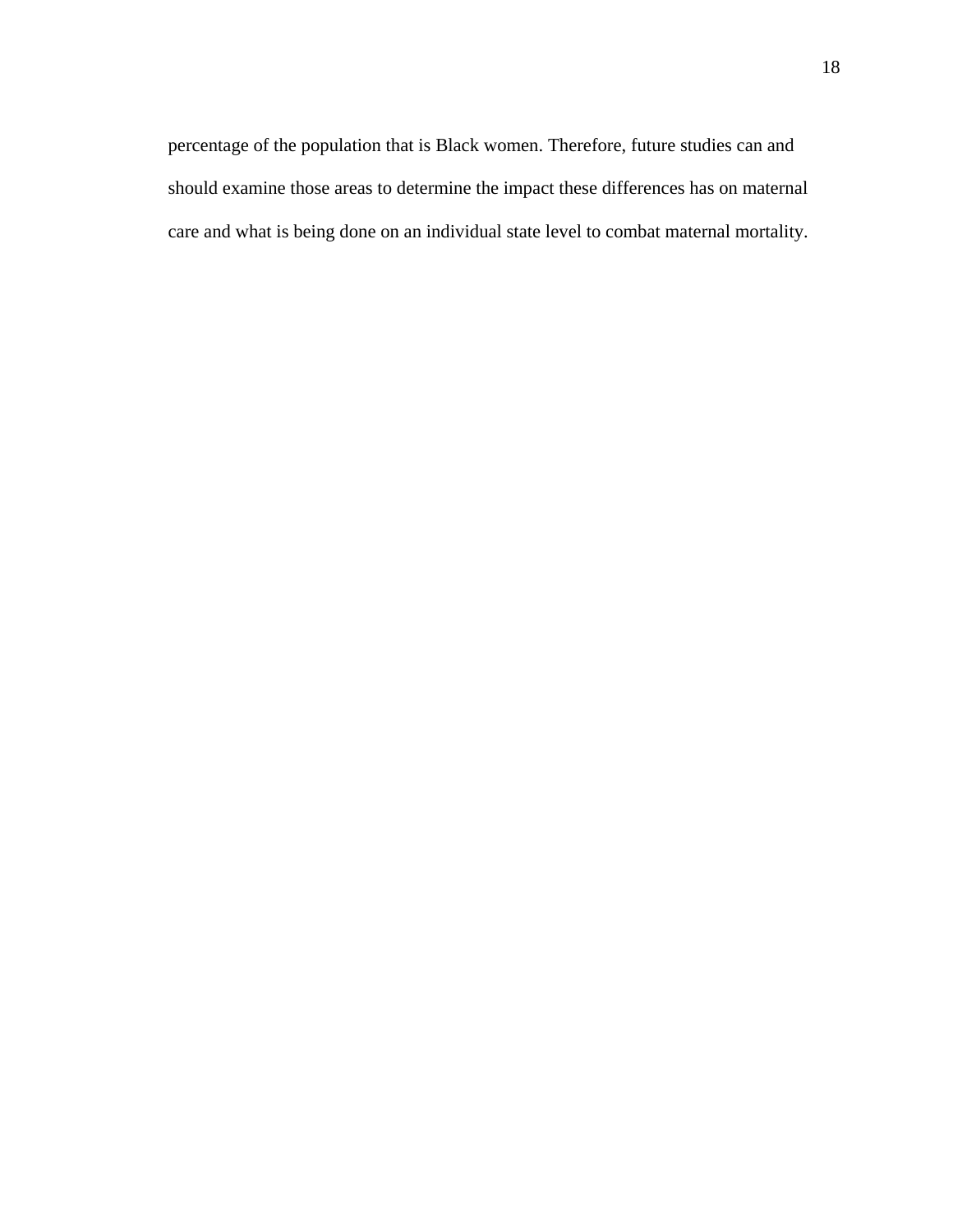percentage of the population that is Black women. Therefore, future studies can and should examine those areas to determine the impact these differences has on maternal care and what is being done on an individual state level to combat maternal mortality.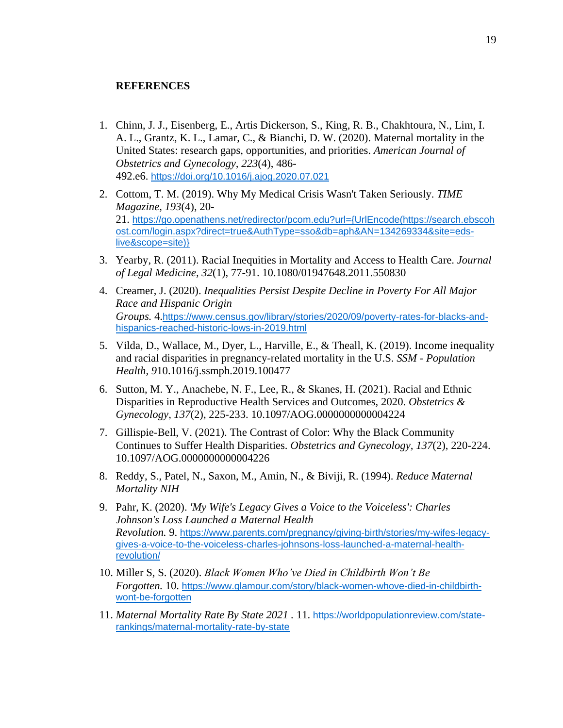**REFERENCES**

1. Chinn, J. J., Eisenberg, E., Artis Dickerson, S., King, R. B., Chakhtoura, N., Lim, I. A. L., Grantz, K. L., Lamar, C., & Bianchi, D. W. (2020). Maternal mortality in the United States: research gaps, opportunities, and priorities. *American Journal of Obstetrics and Gynecology, 223*(4), 486-492.e6. https://doi.org/10.1016/j.ajog.2020.07.021
2. Cottom, T. M. (2019). Why My Medical Crisis Wasn't Taken Seriously. *TIME Magazine, 193*(4), 20-21. https://go.openathens.net/redirector/pcom.edu?url={UrlEncode(https://search.ebscohost.com/login.aspx?direct=true&AuthType=sso&db=aph&AN=134269334&site=eds-live&scope=site)}
3. Yearby, R. (2011). Racial Inequities in Mortality and Access to Health Care. *Journal of Legal Medicine, 32*(1), 77-91. 10.1080/01947648.2011.550830
4. Creamer, J. (2020). *Inequalities Persist Despite Decline in Poverty For All Major Race and Hispanic Origin Groups.* 4.https://www.census.gov/library/stories/2020/09/poverty-rates-for-blacks-and-hispanics-reached-historic-lows-in-2019.html
5. Vilda, D., Wallace, M., Dyer, L., Harville, E., & Theall, K. (2019). Income inequality and racial disparities in pregnancy-related mortality in the U.S. *SSM - Population Health, 9*10.1016/j.ssmph.2019.100477
6. Sutton, M. Y., Anachebe, N. F., Lee, R., & Skanes, H. (2021). Racial and Ethnic Disparities in Reproductive Health Services and Outcomes, 2020. *Obstetrics & Gynecology, 137*(2), 225-233. 10.1097/AOG.0000000000004224
7. Gillispie-Bell, V. (2021). The Contrast of Color: Why the Black Community Continues to Suffer Health Disparities. *Obstetrics and Gynecology, 137*(2), 220-224. 10.1097/AOG.0000000000004226
8. Reddy, S., Patel, N., Saxon, M., Amin, N., & Biviji, R. (1994). *Reduce Maternal Mortality NIH*
9. Pahr, K. (2020). *'My Wife's Legacy Gives a Voice to the Voiceless': Charles Johnson's Loss Launched a Maternal Health Revolution.* 9. https://www.parents.com/pregnancy/giving-birth/stories/my-wifes-legacy-gives-a-voice-to-the-voiceless-charles-johnsons-loss-launched-a-maternal-health-revolution/
10. Miller S, S. (2020). *Black Women Who've Died in Childbirth Won't Be Forgotten.* 10. https://www.glamour.com/story/black-women-whove-died-in-childbirth-wont-be-forgotten
11. *Maternal Mortality Rate By State 2021* . 11. https://worldpopulationreview.com/state-rankings/maternal-mortality-rate-by-state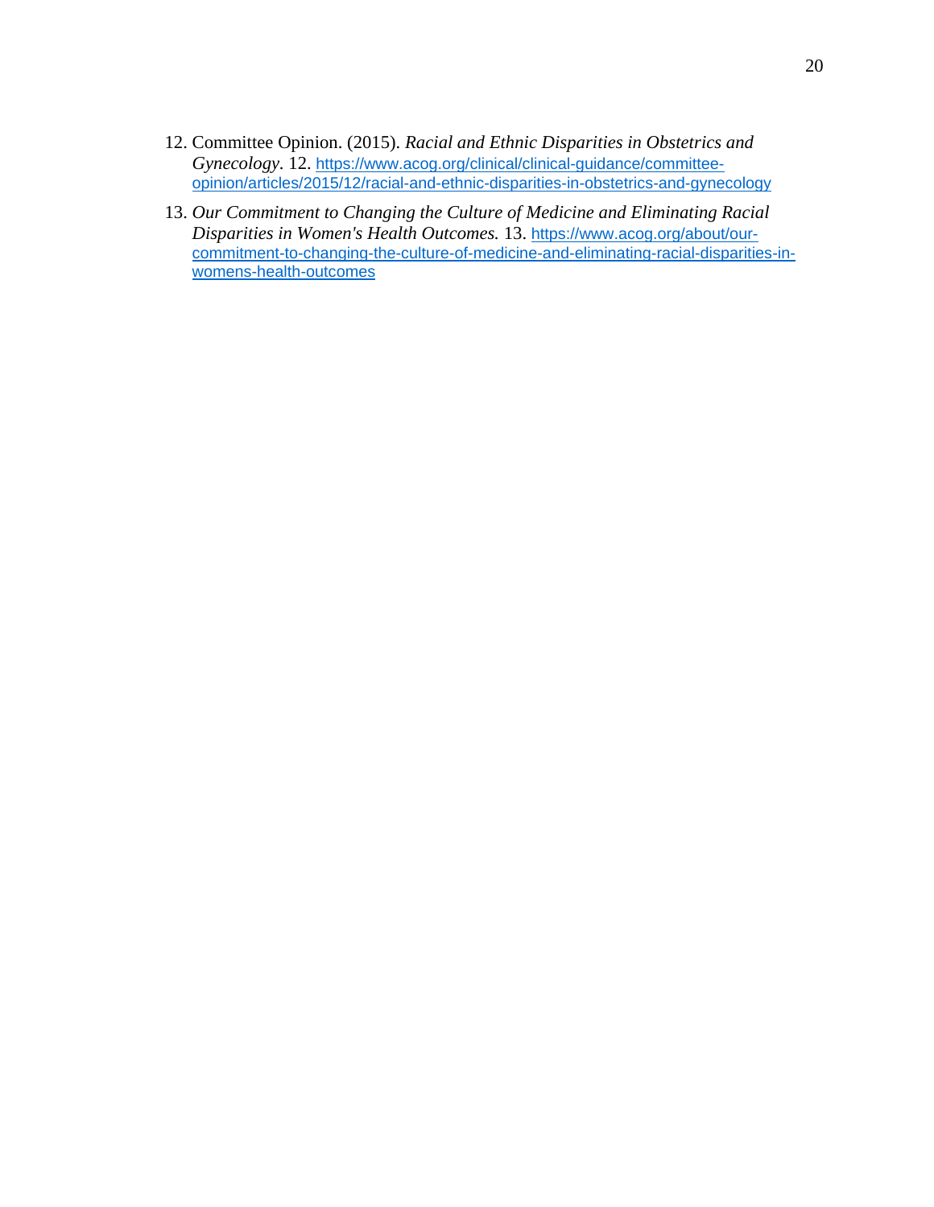12. Committee Opinion. (2015). *Racial and Ethnic Disparities in Obstetrics and Gynecology*. 12. https://www.acog.org/clinical/clinical-guidance/committee-opinion/articles/2015/12/racial-and-ethnic-disparities-in-obstetrics-and-gynecology
13. *Our Commitment to Changing the Culture of Medicine and Eliminating Racial Disparities in Women's Health Outcomes.* 13. https://www.acog.org/about/our-commitment-to-changing-the-culture-of-medicine-and-eliminating-racial-disparities-in-womens-health-outcomes